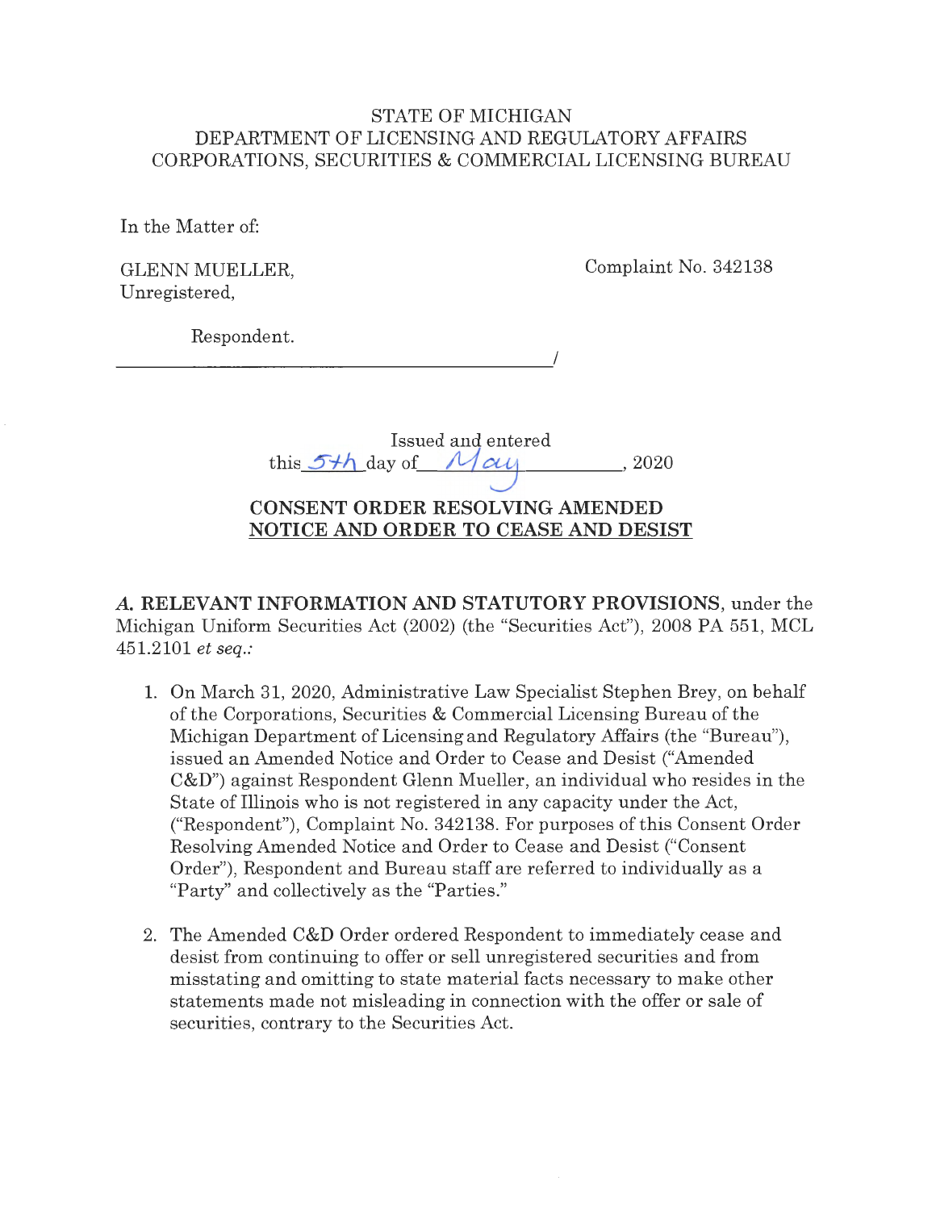STATE OF MICHIGAN
DEPARTMENT OF LICENSING AND REGULATORY AFFAIRS
CORPORATIONS, SECURITIES & COMMERCIAL LICENSING BUREAU

In the Matter of:

GLENN MUELLER,
Unregistered,

Complaint No. 342138

Respondent.
_______________________________________/

Issued and entered
this 5th day of May, 2020

**CONSENT ORDER RESOLVING AMENDED**
**NOTICE AND ORDER TO CEASE AND DESIST**

***A.* RELEVANT INFORMATION AND STATUTORY PROVISIONS**, under the Michigan Uniform Securities Act (2002) (the "Securities Act"), 2008 PA 551, MCL 451.2101 *et seq.:*

1. On March 31, 2020, Administrative Law Specialist Stephen Brey, on behalf of the Corporations, Securities & Commercial Licensing Bureau of the Michigan Department of Licensing and Regulatory Affairs (the "Bureau"), issued an Amended Notice and Order to Cease and Desist ("Amended C&D") against Respondent Glenn Mueller, an individual who resides in the State of Illinois who is not registered in any capacity under the Act, ("Respondent"), Complaint No. 342138. For purposes of this Consent Order Resolving Amended Notice and Order to Cease and Desist ("Consent Order"), Respondent and Bureau staff are referred to individually as a "Party" and collectively as the "Parties."

2. The Amended C&D Order ordered Respondent to immediately cease and desist from continuing to offer or sell unregistered securities and from misstating and omitting to state material facts necessary to make other statements made not misleading in connection with the offer or sale of securities, contrary to the Securities Act.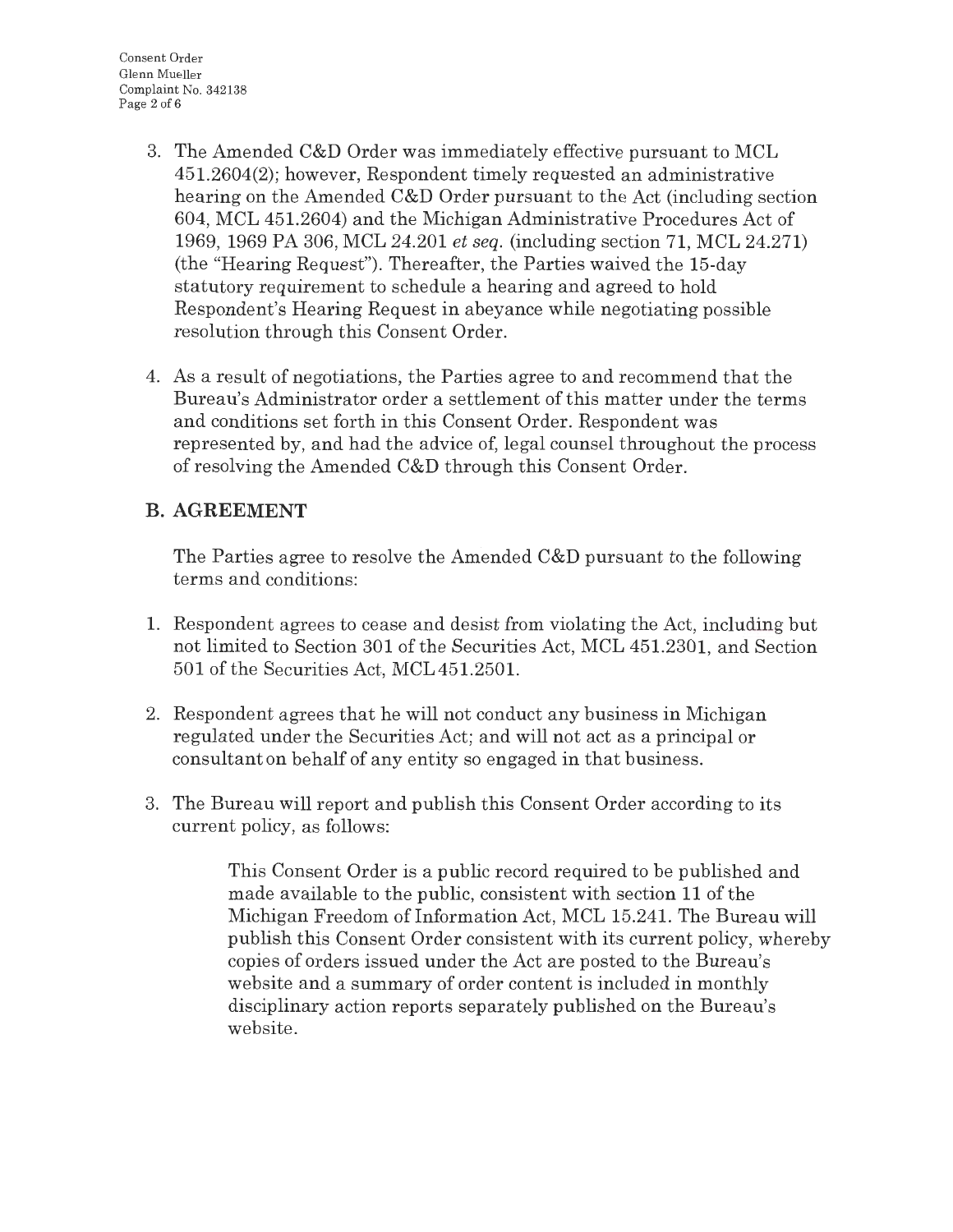3. The Amended C&D Order was immediately effective pursuant to MCL 451.2604(2); however, Respondent timely requested an administrative hearing on the Amended C&D Order pursuant to the Act (including section 604, MCL 451.2604) and the Michigan Administrative Procedures Act of 1969, 1969 PA 306, MCL 24.201 *et seq.* (including section 71, MCL 24.271) (the "Hearing Request"). Thereafter, the Parties waived the 15-day statutory requirement to schedule a hearing and agreed to hold Respondent's Hearing Request in abeyance while negotiating possible resolution through this Consent Order.

4. As a result of negotiations, the Parties agree to and recommend that the Bureau's Administrator order a settlement of this matter under the terms and conditions set forth in this Consent Order. Respondent was represented by, and had the advice of, legal counsel throughout the process of resolving the Amended C&D through this Consent Order.

## B. AGREEMENT

The Parties agree to resolve the Amended C&D pursuant to the following terms and conditions:

1. Respondent agrees to cease and desist from violating the Act, including but not limited to Section 301 of the Securities Act, MCL 451.2301, and Section 501 of the Securities Act, MCL 451.2501.

2. Respondent agrees that he will not conduct any business in Michigan regulated under the Securities Act; and will not act as a principal or consultant on behalf of any entity so engaged in that business.

3. The Bureau will report and publish this Consent Order according to its current policy, as follows:

   > This Consent Order is a public record required to be published and made available to the public, consistent with section 11 of the Michigan Freedom of Information Act, MCL 15.241. The Bureau will publish this Consent Order consistent with its current policy, whereby copies of orders issued under the Act are posted to the Bureau's website and a summary of order content is included in monthly disciplinary action reports separately published on the Bureau's website.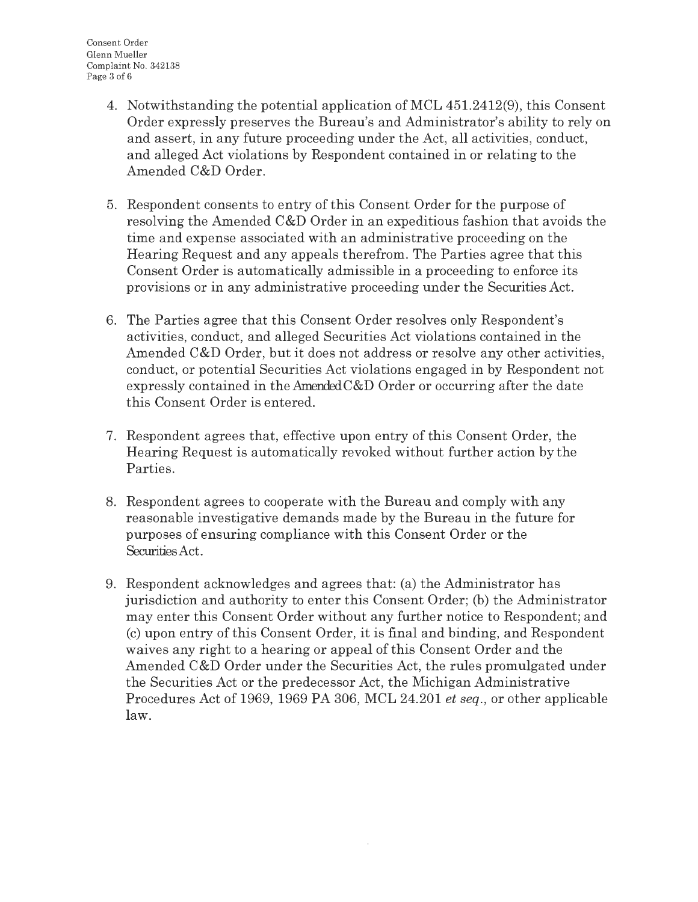4. Notwithstanding the potential application of MCL 451.2412(9), this Consent Order expressly preserves the Bureau's and Administrator's ability to rely on and assert, in any future proceeding under the Act, all activities, conduct, and alleged Act violations by Respondent contained in or relating to the Amended C&D Order.

5. Respondent consents to entry of this Consent Order for the purpose of resolving the Amended C&D Order in an expeditious fashion that avoids the time and expense associated with an administrative proceeding on the Hearing Request and any appeals therefrom. The Parties agree that this Consent Order is automatically admissible in a proceeding to enforce its provisions or in any administrative proceeding under the Securities Act.

6. The Parties agree that this Consent Order resolves only Respondent's activities, conduct, and alleged Securities Act violations contained in the Amended C&D Order, but it does not address or resolve any other activities, conduct, or potential Securities Act violations engaged in by Respondent not expressly contained in the Amended C&D Order or occurring after the date this Consent Order is entered.

7. Respondent agrees that, effective upon entry of this Consent Order, the Hearing Request is automatically revoked without further action by the Parties.

8. Respondent agrees to cooperate with the Bureau and comply with any reasonable investigative demands made by the Bureau in the future for purposes of ensuring compliance with this Consent Order or the Securities Act.

9. Respondent acknowledges and agrees that: (a) the Administrator has jurisdiction and authority to enter this Consent Order; (b) the Administrator may enter this Consent Order without any further notice to Respondent; and (c) upon entry of this Consent Order, it is final and binding, and Respondent waives any right to a hearing or appeal of this Consent Order and the Amended C&D Order under the Securities Act, the rules promulgated under the Securities Act or the predecessor Act, the Michigan Administrative Procedures Act of 1969, 1969 PA 306, MCL 24.201 *et seq.*, or other applicable law.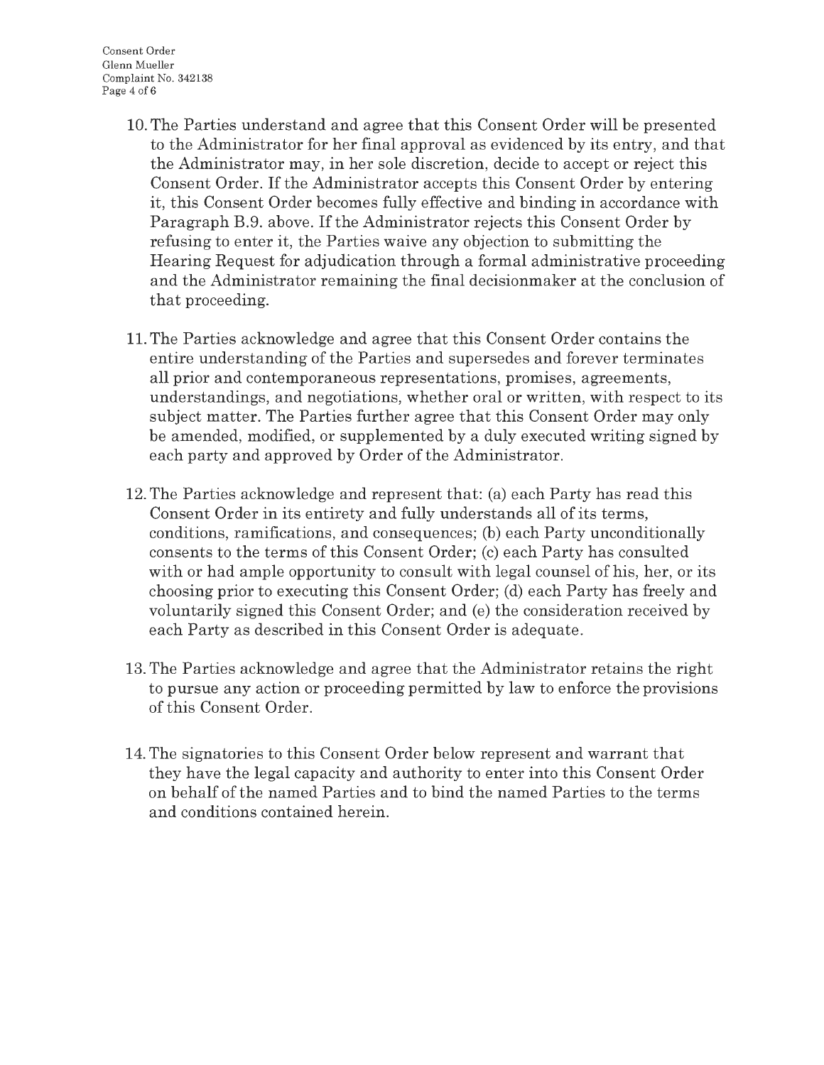10. The Parties understand and agree that this Consent Order will be presented to the Administrator for her final approval as evidenced by its entry, and that the Administrator may, in her sole discretion, decide to accept or reject this Consent Order. If the Administrator accepts this Consent Order by entering it, this Consent Order becomes fully effective and binding in accordance with Paragraph B.9. above. If the Administrator rejects this Consent Order by refusing to enter it, the Parties waive any objection to submitting the Hearing Request for adjudication through a formal administrative proceeding and the Administrator remaining the final decisionmaker at the conclusion of that proceeding.

11. The Parties acknowledge and agree that this Consent Order contains the entire understanding of the Parties and supersedes and forever terminates all prior and contemporaneous representations, promises, agreements, understandings, and negotiations, whether oral or written, with respect to its subject matter. The Parties further agree that this Consent Order may only be amended, modified, or supplemented by a duly executed writing signed by each party and approved by Order of the Administrator.

12. The Parties acknowledge and represent that: (a) each Party has read this Consent Order in its entirety and fully understands all of its terms, conditions, ramifications, and consequences; (b) each Party unconditionally consents to the terms of this Consent Order; (c) each Party has consulted with or had ample opportunity to consult with legal counsel of his, her, or its choosing prior to executing this Consent Order; (d) each Party has freely and voluntarily signed this Consent Order; and (e) the consideration received by each Party as described in this Consent Order is adequate.

13. The Parties acknowledge and agree that the Administrator retains the right to pursue any action or proceeding permitted by law to enforce the provisions of this Consent Order.

14. The signatories to this Consent Order below represent and warrant that they have the legal capacity and authority to enter into this Consent Order on behalf of the named Parties and to bind the named Parties to the terms and conditions contained herein.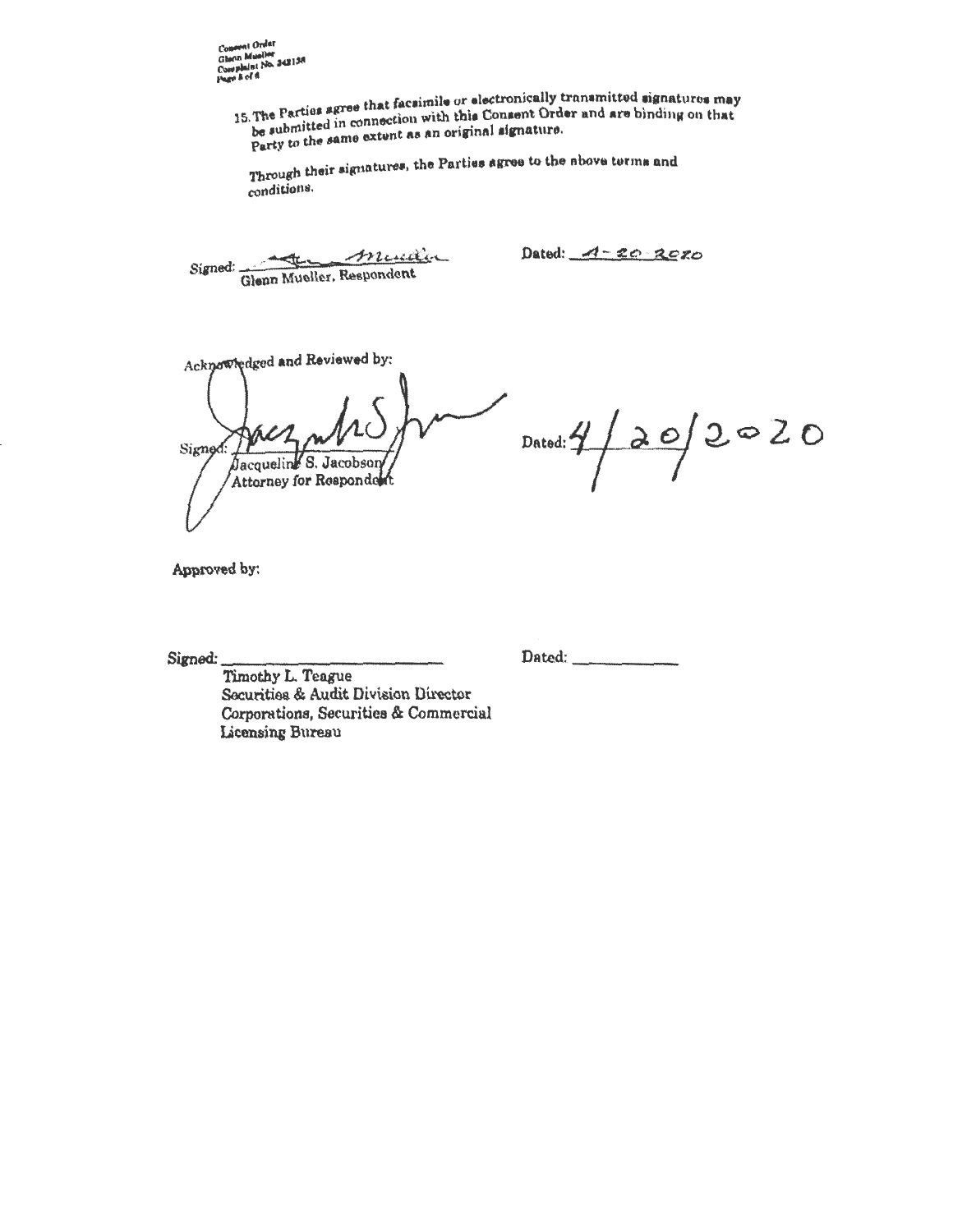15. The Parties agree that facsimile or electronically transmitted signatures may be submitted in connection with this Consent Order and are binding on that Party to the same extent as an original signature.

Through their signatures, the Parties agree to the above terms and conditions.

Signed: ______________________
Glenn Mueller, Respondent

Dated: 4-20-2020

Acknowledged and Reviewed by:

Signed: ______________________
Jacqueline S. Jacobson
Attorney for Respondent

Dated: 4/20/2020

Approved by:

Signed: ______________________
Timothy L. Teague
Securities & Audit Division Director
Corporations, Securities & Commercial Licensing Bureau

Dated: ____________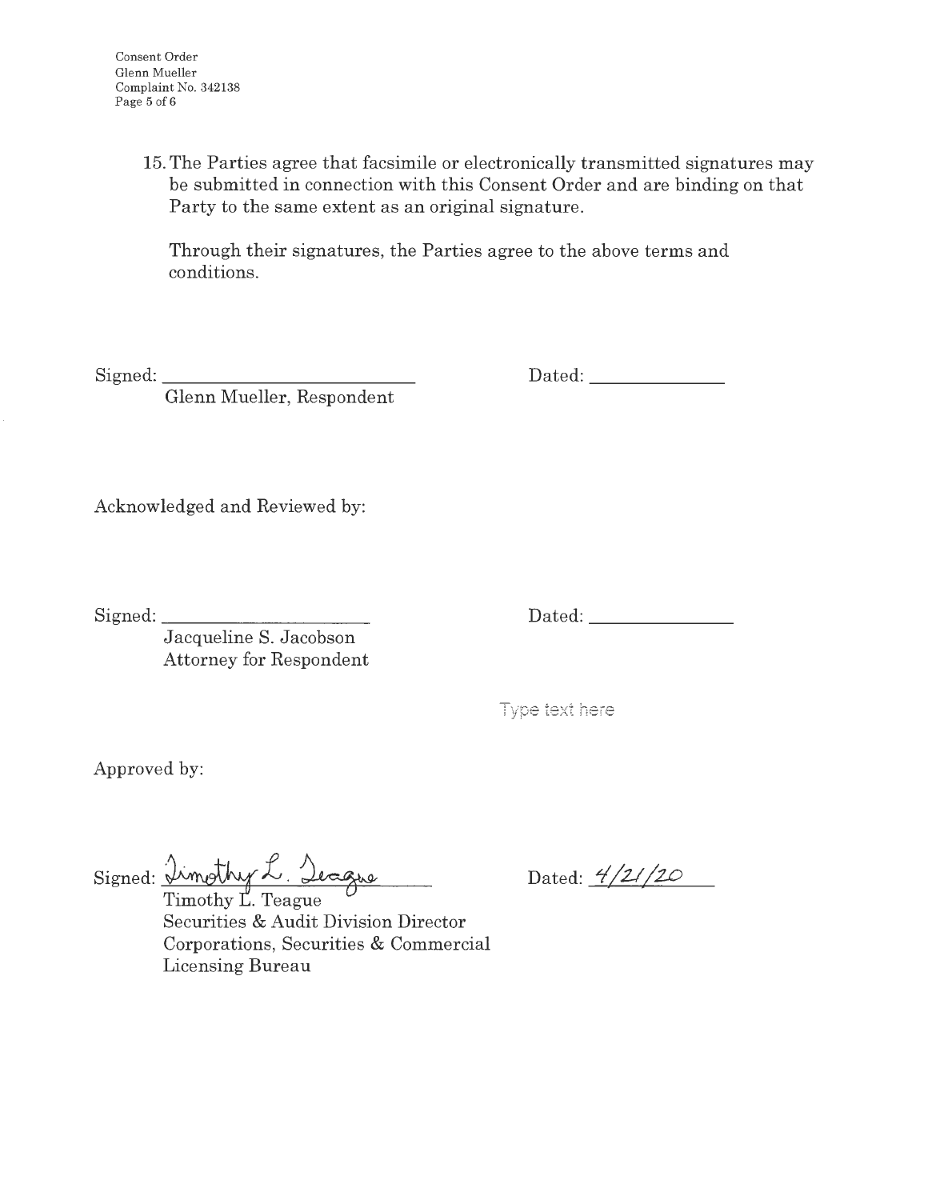15. The Parties agree that facsimile or electronically transmitted signatures may be submitted in connection with this Consent Order and are binding on that Party to the same extent as an original signature.

Through their signatures, the Parties agree to the above terms and conditions.

Signed: ___________________________ Dated: _______________

Glenn Mueller, Respondent

Acknowledged and Reviewed by:

Signed: ___________________________ Dated: _______________

Jacqueline S. Jacobson
Attorney for Respondent

Type text here

Approved by:

Signed: Timothy L. Teague Dated: 4/21/20

Timothy L. Teague
Securities & Audit Division Director
Corporations, Securities & Commercial Licensing Bureau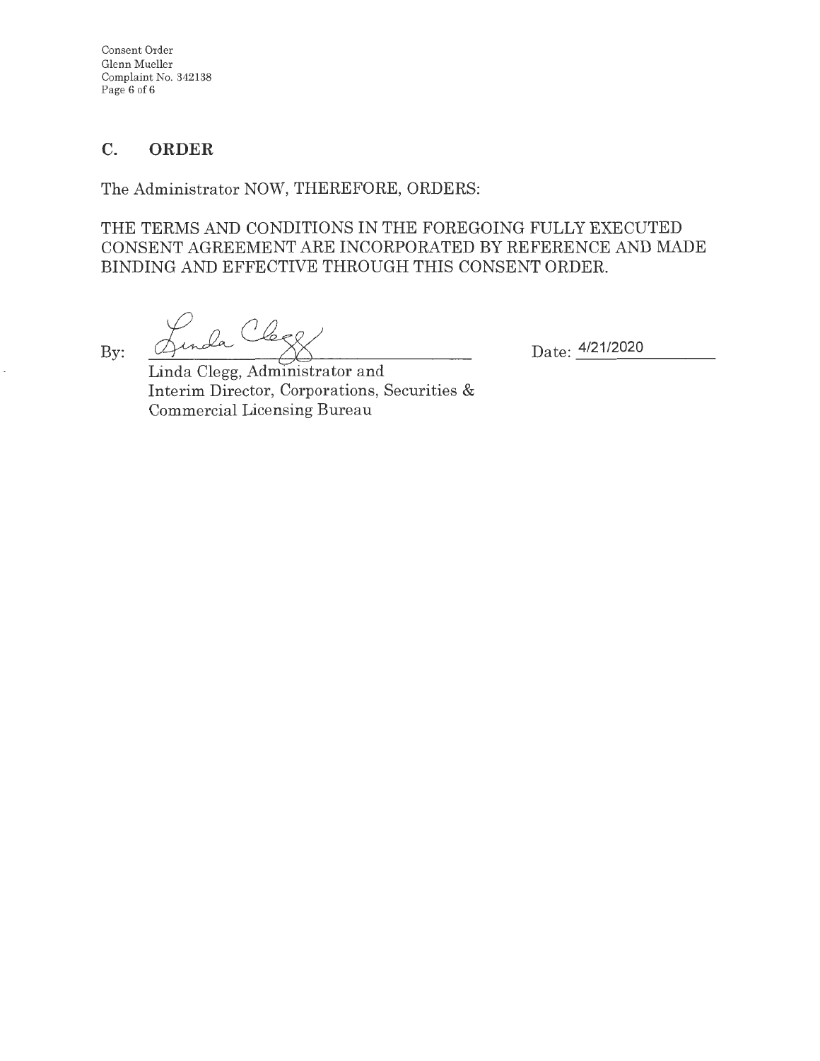## C. ORDER

The Administrator NOW, THEREFORE, ORDERS:

THE TERMS AND CONDITIONS IN THE FOREGOING FULLY EXECUTED CONSENT AGREEMENT ARE INCORPORATED BY REFERENCE AND MADE BINDING AND EFFECTIVE THROUGH THIS CONSENT ORDER.

By: Linda Clegg

Linda Clegg, Administrator and
Interim Director, Corporations, Securities &
Commercial Licensing Bureau

Date: 4/21/2020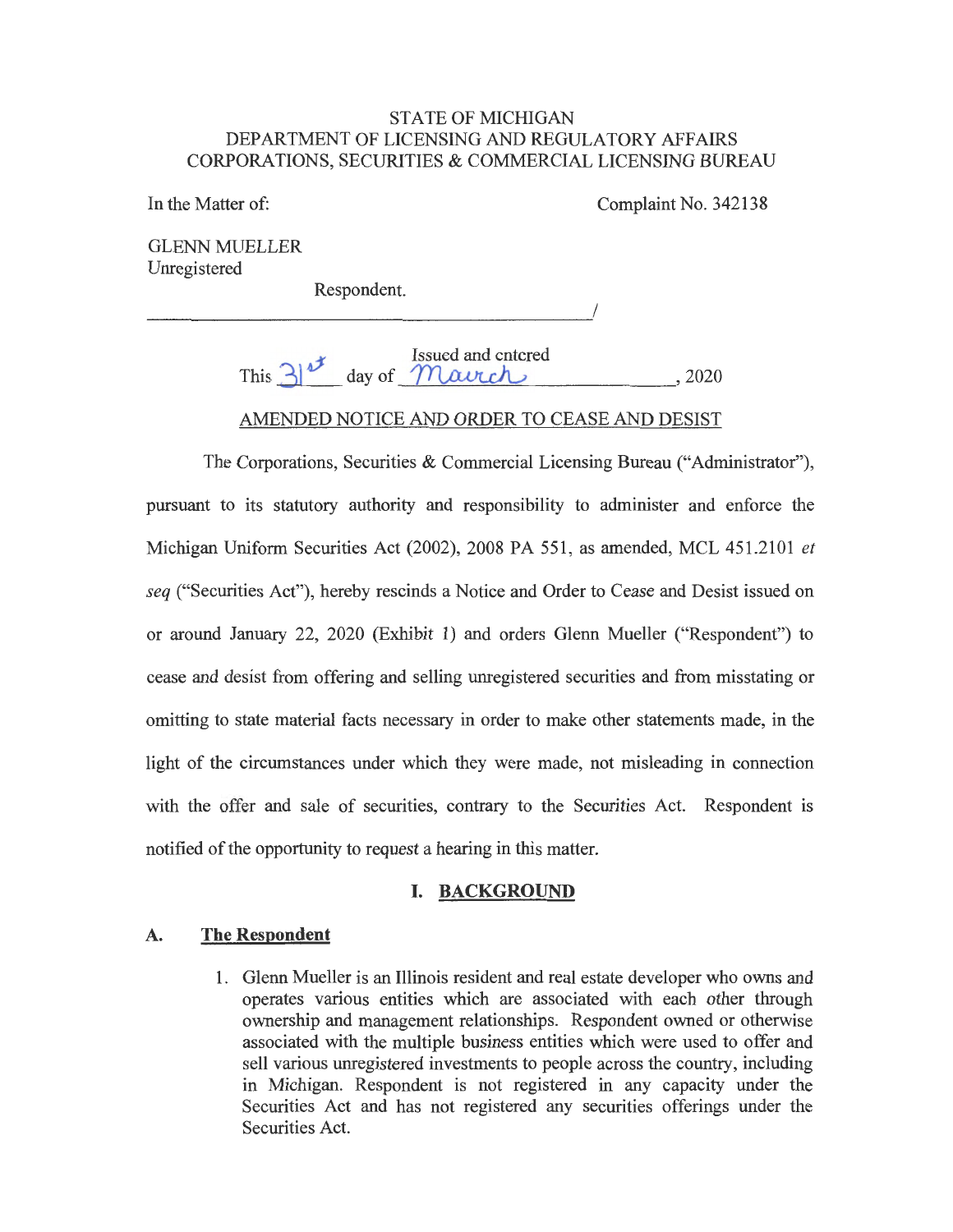STATE OF MICHIGAN
DEPARTMENT OF LICENSING AND REGULATORY AFFAIRS
CORPORATIONS, SECURITIES & COMMERCIAL LICENSING BUREAU

In the Matter of: Complaint No. 342138

GLENN MUELLER
Unregistered

Respondent.

______________________________________/

Issued and cntcred
This 31st day of March, 2020

AMENDED NOTICE AND ORDER TO CEASE AND DESIST

The Corporations, Securities & Commercial Licensing Bureau ("Administrator"), pursuant to its statutory authority and responsibility to administer and enforce the Michigan Uniform Securities Act (2002), 2008 PA 551, as amended, MCL 451.2101 *et seq* ("Securities Act"), hereby rescinds a Notice and Order to Cease and Desist issued on or around January 22, 2020 (Exhibit 1) and orders Glenn Mueller ("Respondent") to cease and desist from offering and selling unregistered securities and from misstating or omitting to state material facts necessary in order to make other statements made, in the light of the circumstances under which they were made, not misleading in connection with the offer and sale of securities, contrary to the Securities Act. Respondent is notified of the opportunity to request a hearing in this matter.

## I. BACKGROUND

### A. The Respondent

1. Glenn Mueller is an Illinois resident and real estate developer who owns and operates various entities which are associated with each other through ownership and management relationships. Respondent owned or otherwise associated with the multiple business entities which were used to offer and sell various unregistered investments to people across the country, including in Michigan. Respondent is not registered in any capacity under the Securities Act and has not registered any securities offerings under the Securities Act.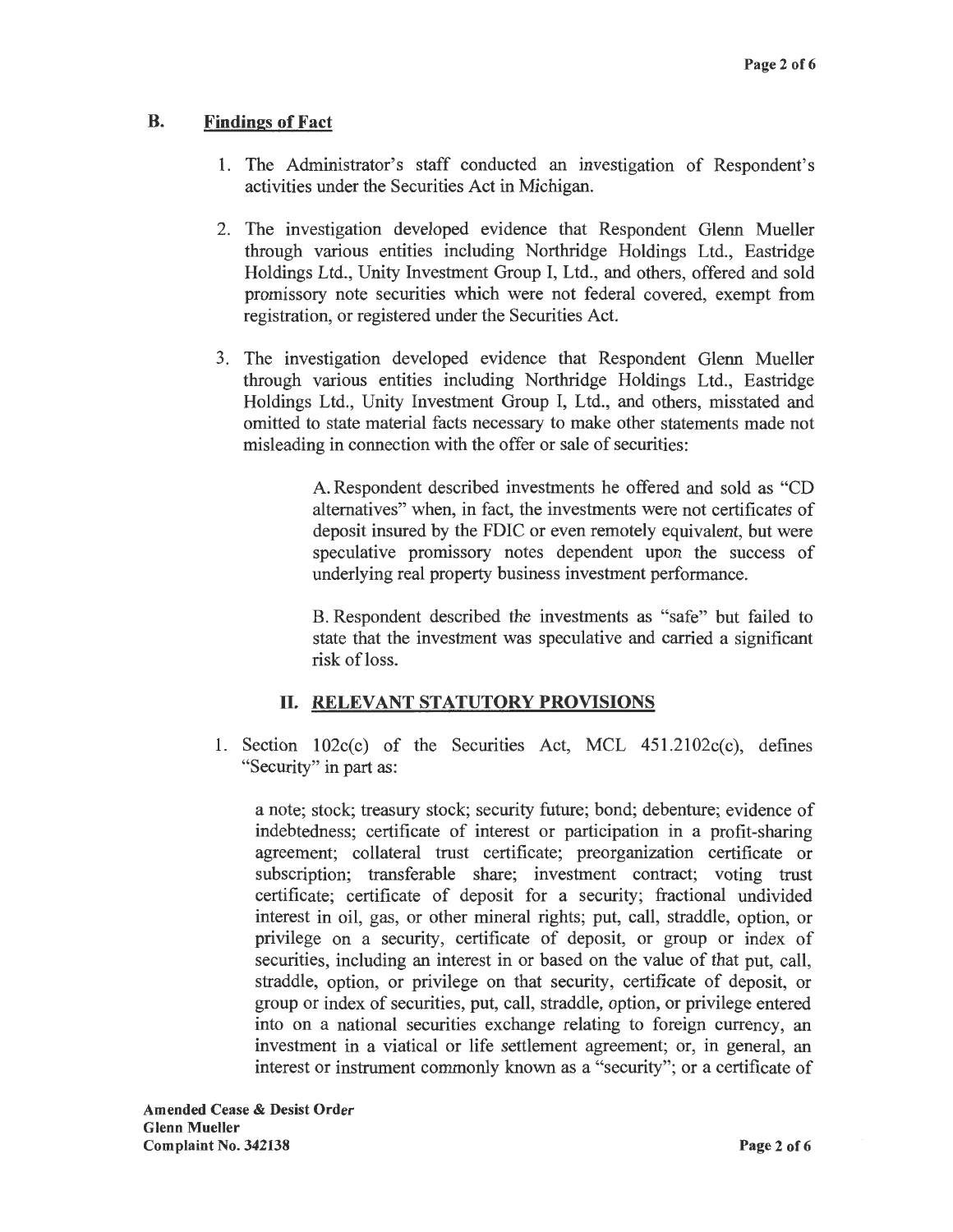## B. Findings of Fact

1. The Administrator's staff conducted an investigation of Respondent's activities under the Securities Act in Michigan.

2. The investigation developed evidence that Respondent Glenn Mueller through various entities including Northridge Holdings Ltd., Eastridge Holdings Ltd., Unity Investment Group I, Ltd., and others, offered and sold promissory note securities which were not federal covered, exempt from registration, or registered under the Securities Act.

3. The investigation developed evidence that Respondent Glenn Mueller through various entities including Northridge Holdings Ltd., Eastridge Holdings Ltd., Unity Investment Group I, Ltd., and others, misstated and omitted to state material facts necessary to make other statements made not misleading in connection with the offer or sale of securities:

   A. Respondent described investments he offered and sold as "CD alternatives" when, in fact, the investments were not certificates of deposit insured by the FDIC or even remotely equivalent, but were speculative promissory notes dependent upon the success of underlying real property business investment performance.

   B. Respondent described the investments as "safe" but failed to state that the investment was speculative and carried a significant risk of loss.

## II. RELEVANT STATUTORY PROVISIONS

1. Section 102c(c) of the Securities Act, MCL 451.2102c(c), defines "Security" in part as:

   a note; stock; treasury stock; security future; bond; debenture; evidence of indebtedness; certificate of interest or participation in a profit-sharing agreement; collateral trust certificate; preorganization certificate or subscription; transferable share; investment contract; voting trust certificate; certificate of deposit for a security; fractional undivided interest in oil, gas, or other mineral rights; put, call, straddle, option, or privilege on a security, certificate of deposit, or group or index of securities, including an interest in or based on the value of that put, call, straddle, option, or privilege on that security, certificate of deposit, or group or index of securities, put, call, straddle, option, or privilege entered into on a national securities exchange relating to foreign currency, an investment in a viatical or life settlement agreement; or, in general, an interest or instrument commonly known as a "security"; or a certificate of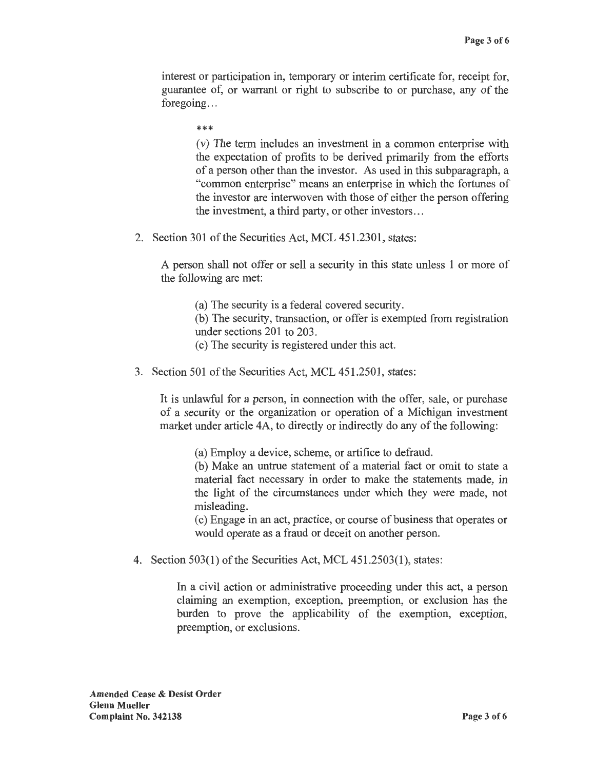interest or participation in, temporary or interim certificate for, receipt for, guarantee of, or warrant or right to subscribe to or purchase, any of the foregoing...

> ***
>
> (v) The term includes an investment in a common enterprise with the expectation of profits to be derived primarily from the efforts of a person other than the investor. As used in this subparagraph, a "common enterprise" means an enterprise in which the fortunes of the investor are interwoven with those of either the person offering the investment, a third party, or other investors...

2. Section 301 of the Securities Act, MCL 451.2301, states:

   A person shall not offer or sell a security in this state unless 1 or more of the following are met:

   > (a) The security is a federal covered security.
   > (b) The security, transaction, or offer is exempted from registration under sections 201 to 203.
   > (c) The security is registered under this act.

3. Section 501 of the Securities Act, MCL 451.2501, states:

   It is unlawful for a person, in connection with the offer, sale, or purchase of a security or the organization or operation of a Michigan investment market under article 4A, to directly or indirectly do any of the following:

   > (a) Employ a device, scheme, or artifice to defraud.
   > (b) Make an untrue statement of a material fact or omit to state a material fact necessary in order to make the statements made, in the light of the circumstances under which they were made, not misleading.
   > (c) Engage in an act, practice, or course of business that operates or would operate as a fraud or deceit on another person.

4. Section 503(1) of the Securities Act, MCL 451.2503(1), states:

   > In a civil action or administrative proceeding under this act, a person claiming an exemption, exception, preemption, or exclusion has the burden to prove the applicability of the exemption, exception, preemption, or exclusions.

**Amended Cease & Desist Order**
**Glenn Mueller**
**Complaint No. 342138**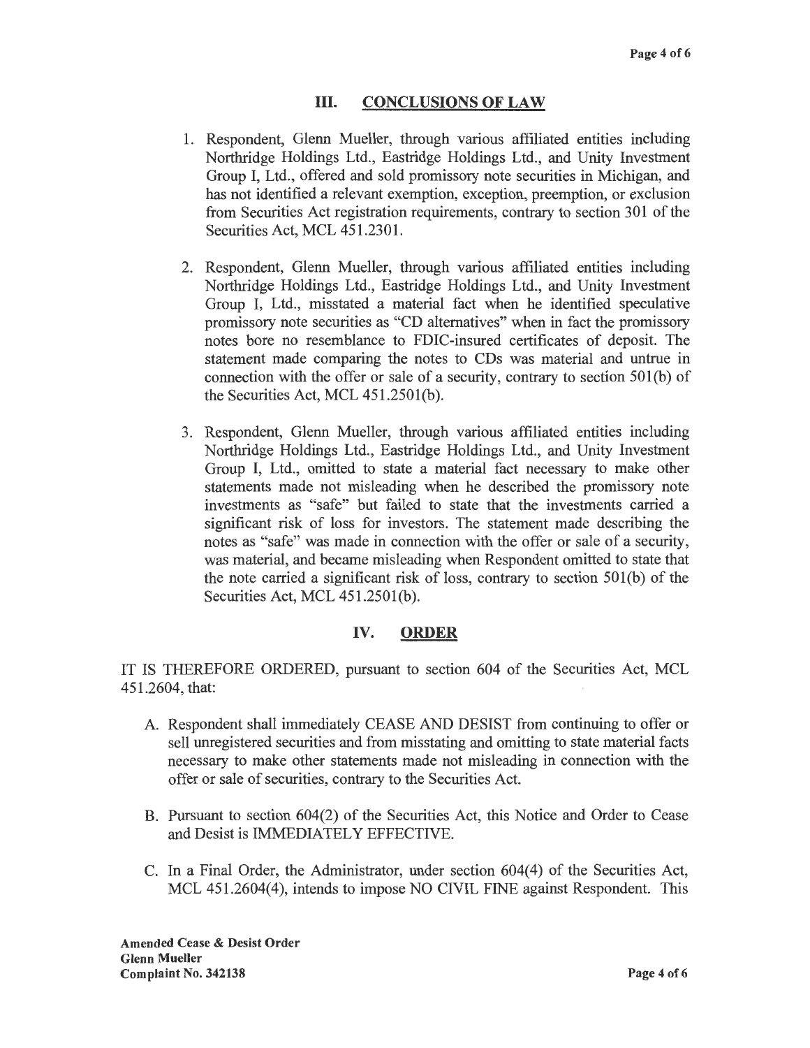## III. CONCLUSIONS OF LAW

1. Respondent, Glenn Mueller, through various affiliated entities including Northridge Holdings Ltd., Eastridge Holdings Ltd., and Unity Investment Group I, Ltd., offered and sold promissory note securities in Michigan, and has not identified a relevant exemption, exception, preemption, or exclusion from Securities Act registration requirements, contrary to section 301 of the Securities Act, MCL 451.2301.

2. Respondent, Glenn Mueller, through various affiliated entities including Northridge Holdings Ltd., Eastridge Holdings Ltd., and Unity Investment Group I, Ltd., misstated a material fact when he identified speculative promissory note securities as "CD alternatives" when in fact the promissory notes bore no resemblance to FDIC-insured certificates of deposit. The statement made comparing the notes to CDs was material and untrue in connection with the offer or sale of a security, contrary to section 501(b) of the Securities Act, MCL 451.2501(b).

3. Respondent, Glenn Mueller, through various affiliated entities including Northridge Holdings Ltd., Eastridge Holdings Ltd., and Unity Investment Group I, Ltd., omitted to state a material fact necessary to make other statements made not misleading when he described the promissory note investments as "safe" but failed to state that the investments carried a significant risk of loss for investors. The statement made describing the notes as "safe" was made in connection with the offer or sale of a security, was material, and became misleading when Respondent omitted to state that the note carried a significant risk of loss, contrary to section 501(b) of the Securities Act, MCL 451.2501(b).

## IV. ORDER

IT IS THEREFORE ORDERED, pursuant to section 604 of the Securities Act, MCL 451.2604, that:

A. Respondent shall immediately CEASE AND DESIST from continuing to offer or sell unregistered securities and from misstating and omitting to state material facts necessary to make other statements made not misleading in connection with the offer or sale of securities, contrary to the Securities Act.

B. Pursuant to section 604(2) of the Securities Act, this Notice and Order to Cease and Desist is IMMEDIATELY EFFECTIVE.

C. In a Final Order, the Administrator, under section 604(4) of the Securities Act, MCL 451.2604(4), intends to impose NO CIVIL FINE against Respondent. This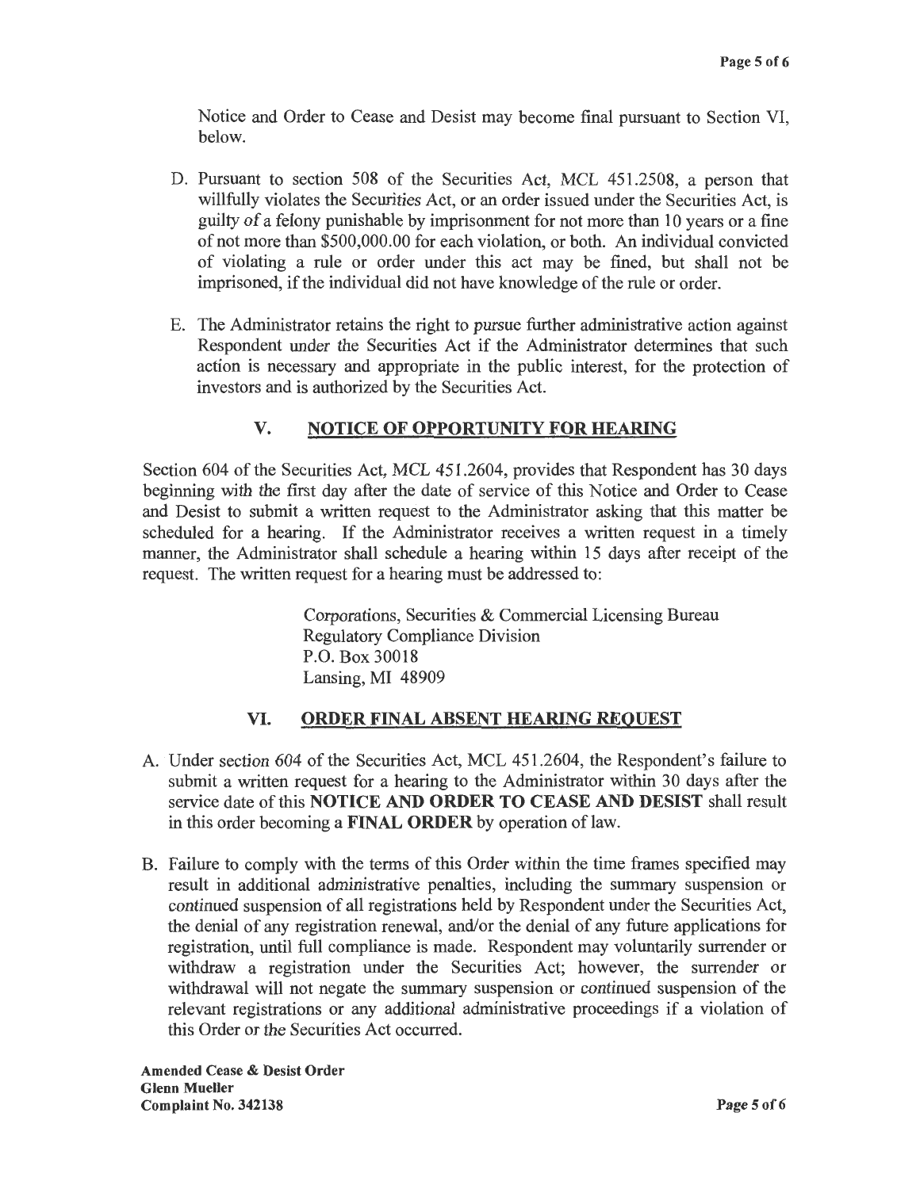Notice and Order to Cease and Desist may become final pursuant to Section VI, below.

D. Pursuant to section 508 of the Securities Act, MCL 451.2508, a person that willfully violates the Securities Act, or an order issued under the Securities Act, is guilty of a felony punishable by imprisonment for not more than 10 years or a fine of not more than $500,000.00 for each violation, or both. An individual convicted of violating a rule or order under this act may be fined, but shall not be imprisoned, if the individual did not have knowledge of the rule or order.

E. The Administrator retains the right to pursue further administrative action against Respondent under the Securities Act if the Administrator determines that such action is necessary and appropriate in the public interest, for the protection of investors and is authorized by the Securities Act.

## V. NOTICE OF OPPORTUNITY FOR HEARING

Section 604 of the Securities Act, MCL 451.2604, provides that Respondent has 30 days beginning with the first day after the date of service of this Notice and Order to Cease and Desist to submit a written request to the Administrator asking that this matter be scheduled for a hearing. If the Administrator receives a written request in a timely manner, the Administrator shall schedule a hearing within 15 days after receipt of the request. The written request for a hearing must be addressed to:

Corporations, Securities & Commercial Licensing Bureau
Regulatory Compliance Division
P.O. Box 30018
Lansing, MI 48909

## VI. ORDER FINAL ABSENT HEARING REQUEST

A. Under section 604 of the Securities Act, MCL 451.2604, the Respondent's failure to submit a written request for a hearing to the Administrator within 30 days after the service date of this **NOTICE AND ORDER TO CEASE AND DESIST** shall result in this order becoming a **FINAL ORDER** by operation of law.

B. Failure to comply with the terms of this Order within the time frames specified may result in additional administrative penalties, including the summary suspension or continued suspension of all registrations held by Respondent under the Securities Act, the denial of any registration renewal, and/or the denial of any future applications for registration, until full compliance is made. Respondent may voluntarily surrender or withdraw a registration under the Securities Act; however, the surrender or withdrawal will not negate the summary suspension or continued suspension of the relevant registrations or any additional administrative proceedings if a violation of this Order or the Securities Act occurred.

**Amended Cease & Desist Order**
**Glenn Mueller**
**Complaint No. 342138**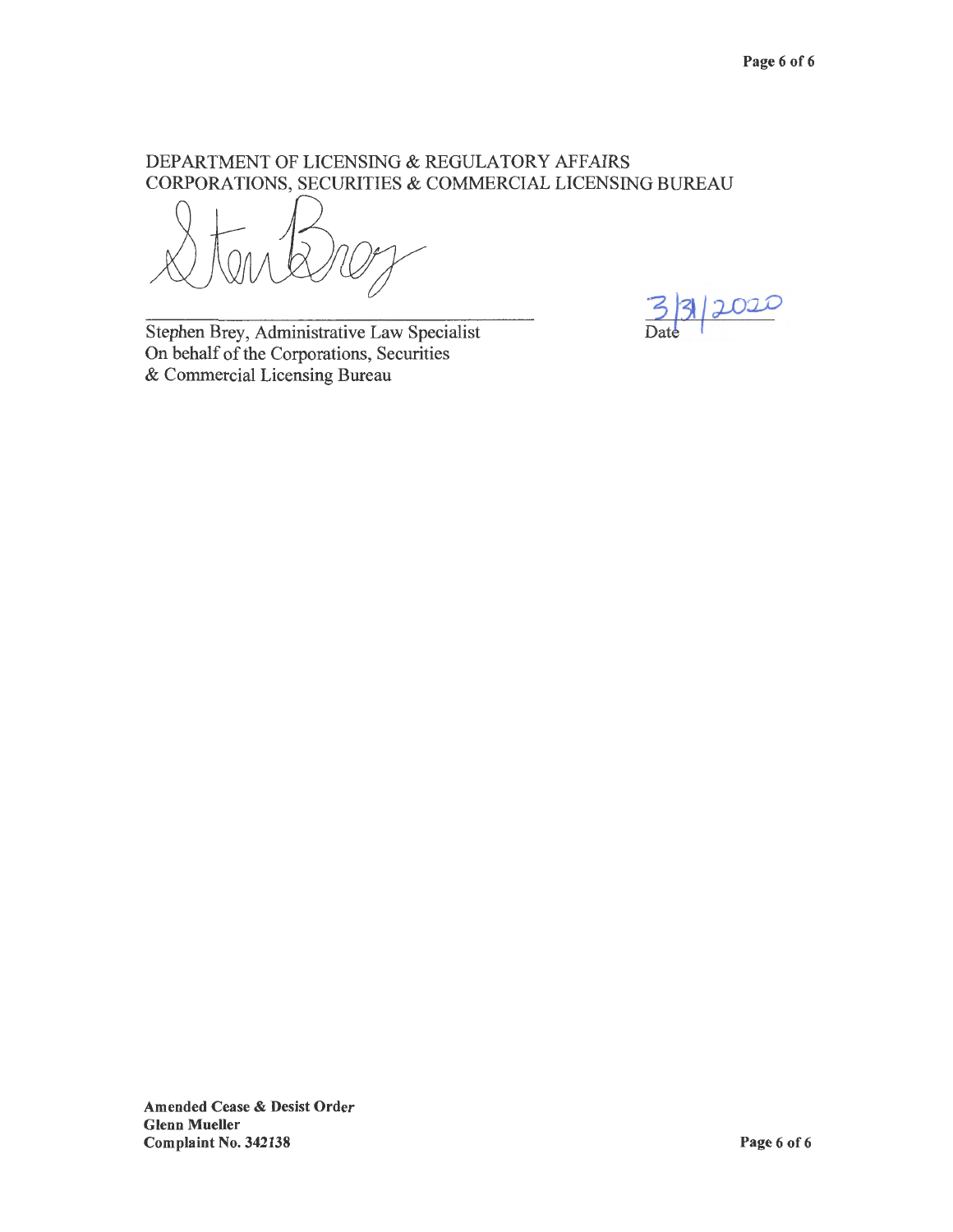DEPARTMENT OF LICENSING & REGULATORY AFFAIRS
CORPORATIONS, SECURITIES & COMMERCIAL LICENSING BUREAU

Stephen Brey, Administrative Law Specialist
On behalf of the Corporations, Securities
& Commercial Licensing Bureau

3/31/2020
Date

**Amended Cease & Desist Order**
**Glenn Mueller**
**Complaint No. 342138**